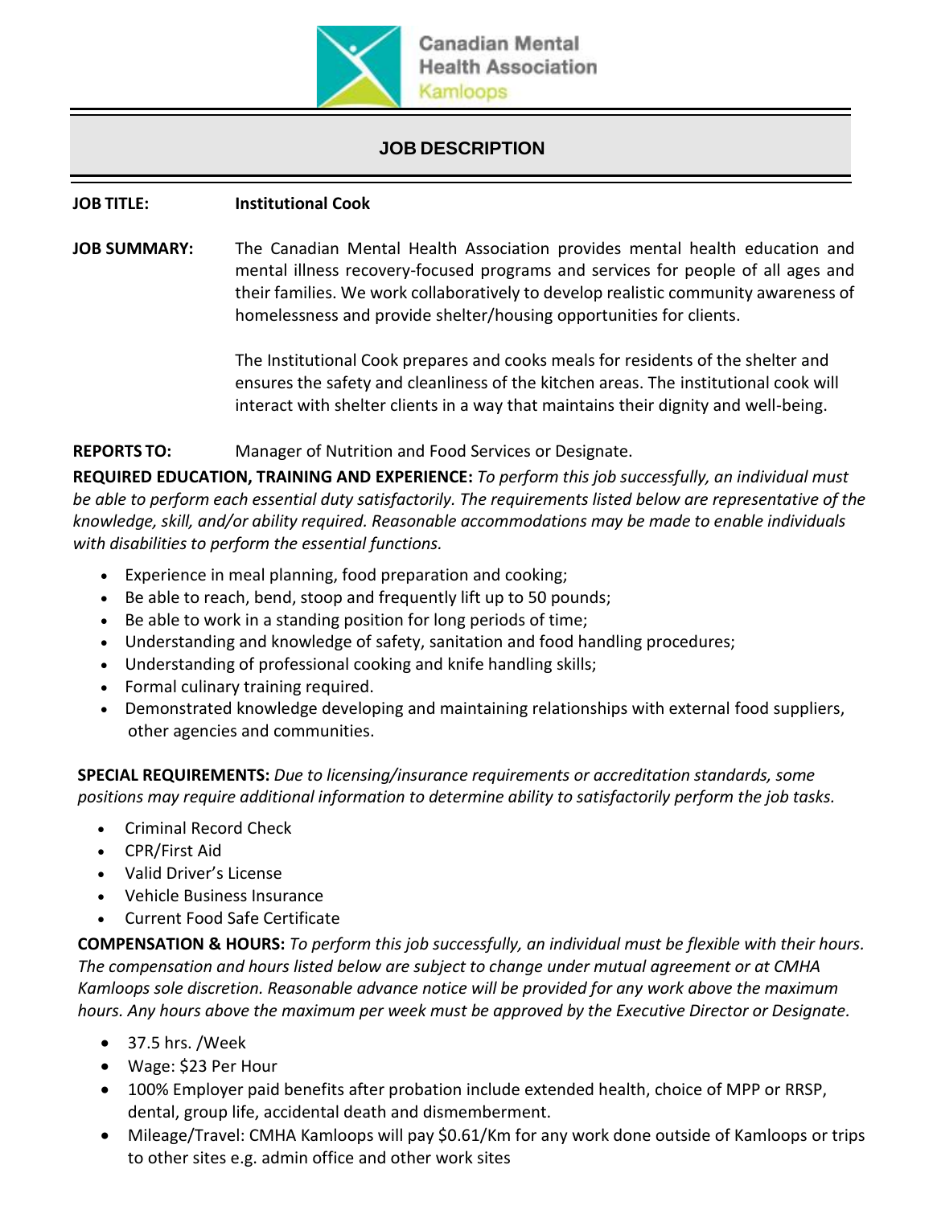Canadian Mental Health Association
Kamloops

# JOB DESCRIPTION

**JOB TITLE:** **Institutional Cook**

**JOB SUMMARY:** The Canadian Mental Health Association provides mental health education and mental illness recovery-focused programs and services for people of all ages and their families. We work collaboratively to develop realistic community awareness of homelessness and provide shelter/housing opportunities for clients.

The Institutional Cook prepares and cooks meals for residents of the shelter and ensures the safety and cleanliness of the kitchen areas. The institutional cook will interact with shelter clients in a way that maintains their dignity and well-being.

**REPORTS TO:** Manager of Nutrition and Food Services or Designate.

**REQUIRED EDUCATION, TRAINING AND EXPERIENCE:** *To perform this job successfully, an individual must be able to perform each essential duty satisfactorily. The requirements listed below are representative of the knowledge, skill, and/or ability required. Reasonable accommodations may be made to enable individuals with disabilities to perform the essential functions.*

- Experience in meal planning, food preparation and cooking;
- Be able to reach, bend, stoop and frequently lift up to 50 pounds;
- Be able to work in a standing position for long periods of time;
- Understanding and knowledge of safety, sanitation and food handling procedures;
- Understanding of professional cooking and knife handling skills;
- Formal culinary training required.
- Demonstrated knowledge developing and maintaining relationships with external food suppliers, other agencies and communities.

**SPECIAL REQUIREMENTS:** *Due to licensing/insurance requirements or accreditation standards, some positions may require additional information to determine ability to satisfactorily perform the job tasks.*

- Criminal Record Check
- CPR/First Aid
- Valid Driver's License
- Vehicle Business Insurance
- Current Food Safe Certificate

**COMPENSATION & HOURS:** *To perform this job successfully, an individual must be flexible with their hours. The compensation and hours listed below are subject to change under mutual agreement or at CMHA Kamloops sole discretion. Reasonable advance notice will be provided for any work above the maximum hours. Any hours above the maximum per week must be approved by the Executive Director or Designate.*

- 37.5 hrs. /Week
- Wage: $23 Per Hour
- 100% Employer paid benefits after probation include extended health, choice of MPP or RRSP, dental, group life, accidental death and dismemberment.
- Mileage/Travel: CMHA Kamloops will pay $0.61/Km for any work done outside of Kamloops or trips to other sites e.g. admin office and other work sites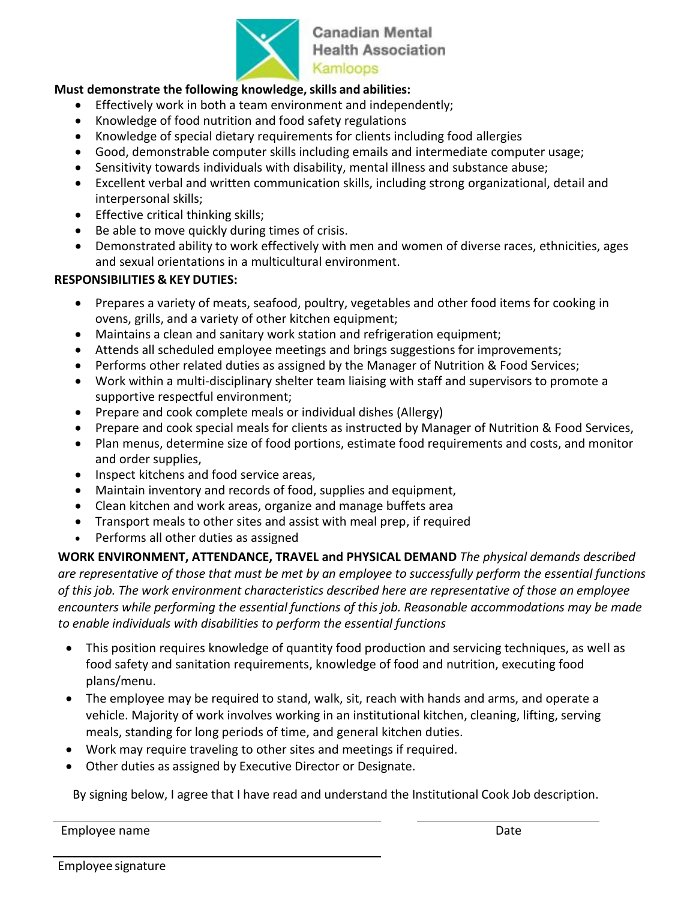Canadian Mental Health Association
Kamloops

**Must demonstrate the following knowledge, skills and abilities:**

- Effectively work in both a team environment and independently;
- Knowledge of food nutrition and food safety regulations
- Knowledge of special dietary requirements for clients including food allergies
- Good, demonstrable computer skills including emails and intermediate computer usage;
- Sensitivity towards individuals with disability, mental illness and substance abuse;
- Excellent verbal and written communication skills, including strong organizational, detail and interpersonal skills;
- Effective critical thinking skills;
- Be able to move quickly during times of crisis.
- Demonstrated ability to work effectively with men and women of diverse races, ethnicities, ages and sexual orientations in a multicultural environment.

**RESPONSIBILITIES & KEY DUTIES:**

- Prepares a variety of meats, seafood, poultry, vegetables and other food items for cooking in ovens, grills, and a variety of other kitchen equipment;
- Maintains a clean and sanitary work station and refrigeration equipment;
- Attends all scheduled employee meetings and brings suggestions for improvements;
- Performs other related duties as assigned by the Manager of Nutrition & Food Services;
- Work within a multi-disciplinary shelter team liaising with staff and supervisors to promote a supportive respectful environment;
- Prepare and cook complete meals or individual dishes (Allergy)
- Prepare and cook special meals for clients as instructed by Manager of Nutrition & Food Services,
- Plan menus, determine size of food portions, estimate food requirements and costs, and monitor and order supplies,
- Inspect kitchens and food service areas,
- Maintain inventory and records of food, supplies and equipment,
- Clean kitchen and work areas, organize and manage buffets area
- Transport meals to other sites and assist with meal prep, if required
- Performs all other duties as assigned

**WORK ENVIRONMENT, ATTENDANCE, TRAVEL and PHYSICAL DEMAND** *The physical demands described are representative of those that must be met by an employee to successfully perform the essential functions of this job. The work environment characteristics described here are representative of those an employee encounters while performing the essential functions of this job. Reasonable accommodations may be made to enable individuals with disabilities to perform the essential functions*

- This position requires knowledge of quantity food production and servicing techniques, as well as food safety and sanitation requirements, knowledge of food and nutrition, executing food plans/menu.
- The employee may be required to stand, walk, sit, reach with hands and arms, and operate a vehicle. Majority of work involves working in an institutional kitchen, cleaning, lifting, serving meals, standing for long periods of time, and general kitchen duties.
- Work may require traveling to other sites and meetings if required.
- Other duties as assigned by Executive Director or Designate.

By signing below, I agree that I have read and understand the Institutional Cook Job description.

\_\_\_\_\_\_\_\_\_\_\_\_\_\_\_\_\_\_\_\_\_\_\_\_\_\_\_\_\_\_\_\_\_\_\_\_ \_\_\_\_\_\_\_\_\_\_\_\_\_\_\_\_\_\_\_\_
Employee name Date

\_\_\_\_\_\_\_\_\_\_\_\_\_\_\_\_\_\_\_\_\_\_\_\_\_\_\_\_\_\_\_\_\_\_\_\_
Employee signature